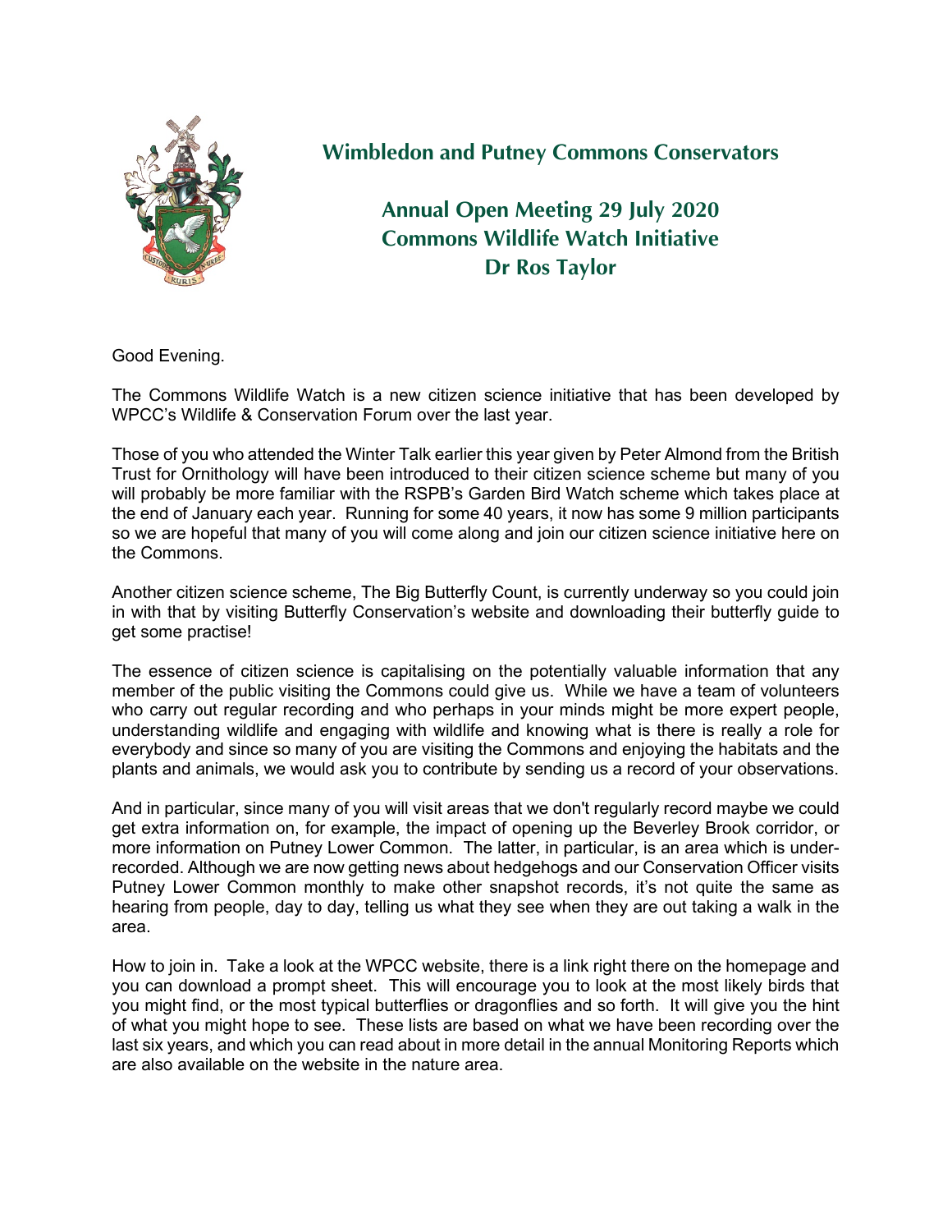# Wimbledon and Putney Commons Conservators

## Annual Open Meeting 29 July 2020
## Commons Wildlife Watch Initiative
## Dr Ros Taylor

Good Evening.

The Commons Wildlife Watch is a new citizen science initiative that has been developed by WPCC's Wildlife & Conservation Forum over the last year.

Those of you who attended the Winter Talk earlier this year given by Peter Almond from the British Trust for Ornithology will have been introduced to their citizen science scheme but many of you will probably be more familiar with the RSPB's Garden Bird Watch scheme which takes place at the end of January each year. Running for some 40 years, it now has some 9 million participants so we are hopeful that many of you will come along and join our citizen science initiative here on the Commons.

Another citizen science scheme, The Big Butterfly Count, is currently underway so you could join in with that by visiting Butterfly Conservation's website and downloading their butterfly guide to get some practise!

The essence of citizen science is capitalising on the potentially valuable information that any member of the public visiting the Commons could give us. While we have a team of volunteers who carry out regular recording and who perhaps in your minds might be more expert people, understanding wildlife and engaging with wildlife and knowing what is there is really a role for everybody and since so many of you are visiting the Commons and enjoying the habitats and the plants and animals, we would ask you to contribute by sending us a record of your observations.

And in particular, since many of you will visit areas that we don't regularly record maybe we could get extra information on, for example, the impact of opening up the Beverley Brook corridor, or more information on Putney Lower Common. The latter, in particular, is an area which is under-recorded. Although we are now getting news about hedgehogs and our Conservation Officer visits Putney Lower Common monthly to make other snapshot records, it's not quite the same as hearing from people, day to day, telling us what they see when they are out taking a walk in the area.

How to join in. Take a look at the WPCC website, there is a link right there on the homepage and you can download a prompt sheet. This will encourage you to look at the most likely birds that you might find, or the most typical butterflies or dragonflies and so forth. It will give you the hint of what you might hope to see. These lists are based on what we have been recording over the last six years, and which you can read about in more detail in the annual Monitoring Reports which are also available on the website in the nature area.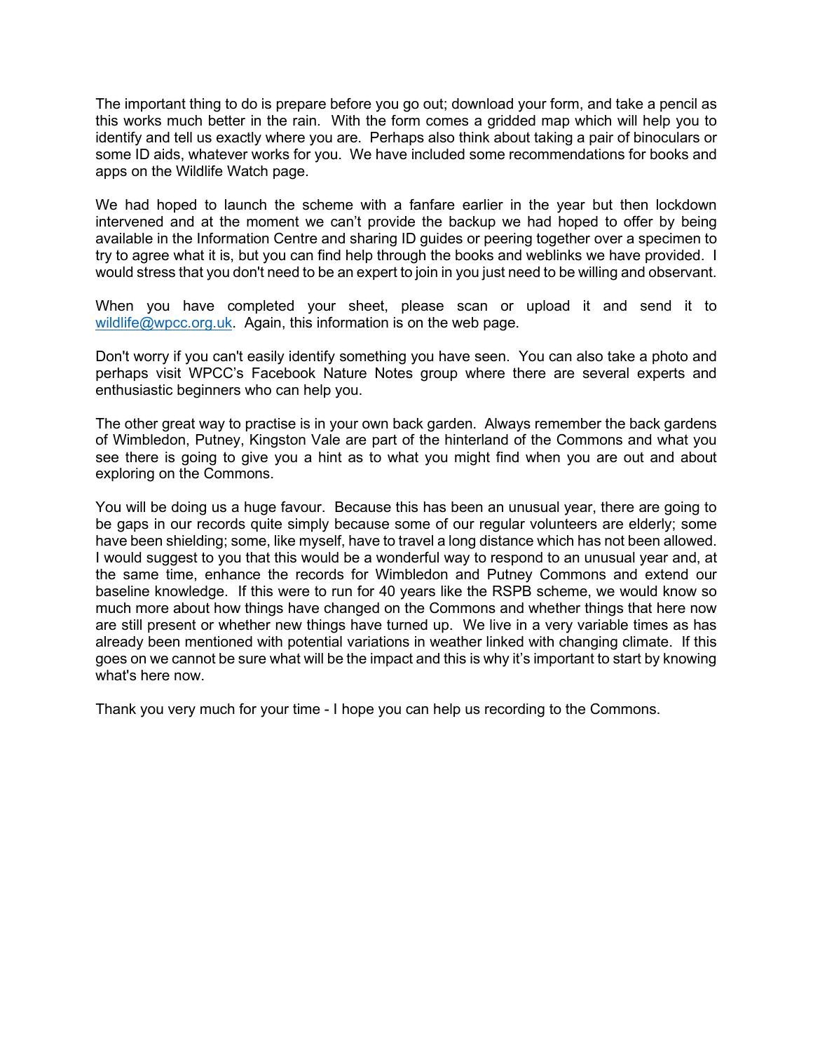The important thing to do is prepare before you go out; download your form, and take a pencil as this works much better in the rain. With the form comes a gridded map which will help you to identify and tell us exactly where you are. Perhaps also think about taking a pair of binoculars or some ID aids, whatever works for you. We have included some recommendations for books and apps on the Wildlife Watch page.

We had hoped to launch the scheme with a fanfare earlier in the year but then lockdown intervened and at the moment we can't provide the backup we had hoped to offer by being available in the Information Centre and sharing ID guides or peering together over a specimen to try to agree what it is, but you can find help through the books and weblinks we have provided. I would stress that you don't need to be an expert to join in you just need to be willing and observant.

When you have completed your sheet, please scan or upload it and send it to wildlife@wpcc.org.uk. Again, this information is on the web page.

Don't worry if you can't easily identify something you have seen. You can also take a photo and perhaps visit WPCC's Facebook Nature Notes group where there are several experts and enthusiastic beginners who can help you.

The other great way to practise is in your own back garden. Always remember the back gardens of Wimbledon, Putney, Kingston Vale are part of the hinterland of the Commons and what you see there is going to give you a hint as to what you might find when you are out and about exploring on the Commons.

You will be doing us a huge favour. Because this has been an unusual year, there are going to be gaps in our records quite simply because some of our regular volunteers are elderly; some have been shielding; some, like myself, have to travel a long distance which has not been allowed. I would suggest to you that this would be a wonderful way to respond to an unusual year and, at the same time, enhance the records for Wimbledon and Putney Commons and extend our baseline knowledge. If this were to run for 40 years like the RSPB scheme, we would know so much more about how things have changed on the Commons and whether things that here now are still present or whether new things have turned up. We live in a very variable times as has already been mentioned with potential variations in weather linked with changing climate. If this goes on we cannot be sure what will be the impact and this is why it's important to start by knowing what's here now.

Thank you very much for your time - I hope you can help us recording to the Commons.